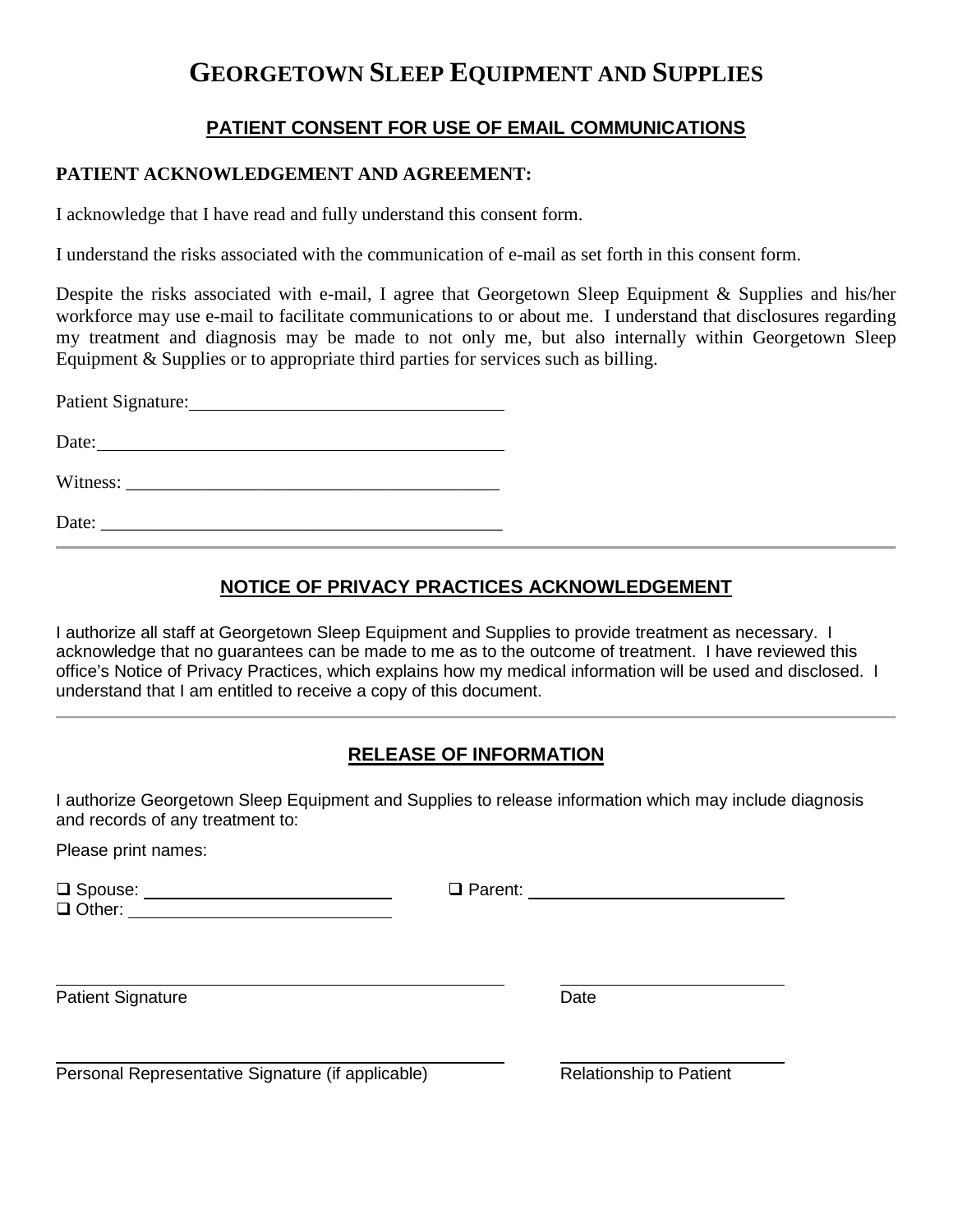# GEORGETOWN SLEEP EQUIPMENT AND SUPPLIES

## PATIENT CONSENT FOR USE OF EMAIL COMMUNICATIONS

**PATIENT ACKNOWLEDGEMENT AND AGREEMENT:**

I acknowledge that I have read and fully understand this consent form.

I understand the risks associated with the communication of e-mail as set forth in this consent form.

Despite the risks associated with e-mail, I agree that Georgetown Sleep Equipment & Supplies and his/her workforce may use e-mail to facilitate communications to or about me. I understand that disclosures regarding my treatment and diagnosis may be made to not only me, but also internally within Georgetown Sleep Equipment & Supplies or to appropriate third parties for services such as billing.

Patient Signature: ______________________________

Date: ______________________________

Witness: ______________________________

Date: ______________________________

---

## NOTICE OF PRIVACY PRACTICES ACKNOWLEDGEMENT

I authorize all staff at Georgetown Sleep Equipment and Supplies to provide treatment as necessary. I acknowledge that no guarantees can be made to me as to the outcome of treatment. I have reviewed this office's Notice of Privacy Practices, which explains how my medical information will be used and disclosed. I understand that I am entitled to receive a copy of this document.

---

## RELEASE OF INFORMATION

I authorize Georgetown Sleep Equipment and Supplies to release information which may include diagnosis and records of any treatment to:

Please print names:

❑ Spouse: ______________________ ❑ Parent: ______________________
❑ Other: ______________________

______________________________ ______________________
Patient Signature Date

______________________________ ______________________
Personal Representative Signature (if applicable) Relationship to Patient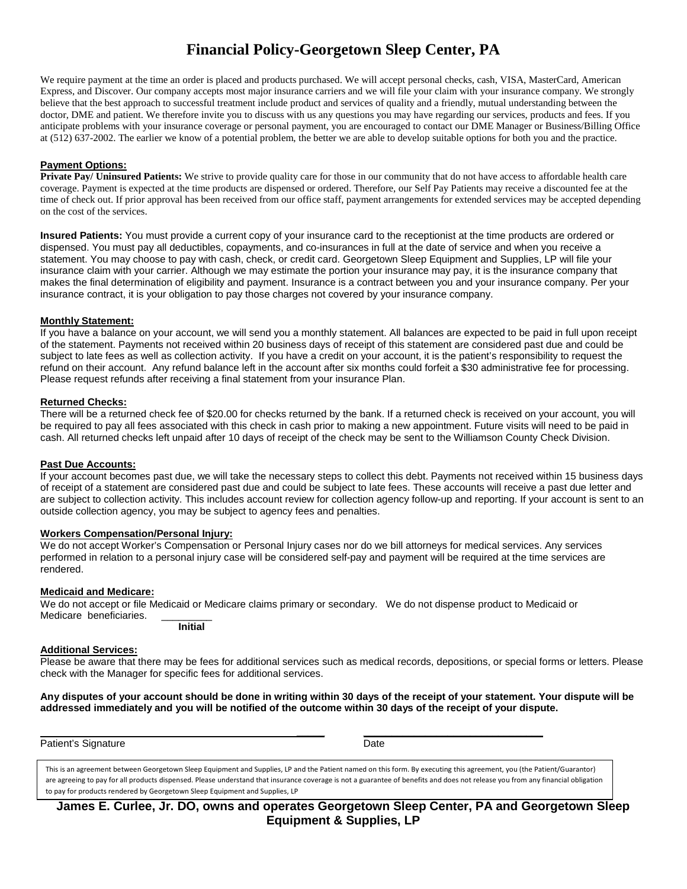# Financial Policy-Georgetown Sleep Center, PA

We require payment at the time an order is placed and products purchased. We will accept personal checks, cash, VISA, MasterCard, American Express, and Discover. Our company accepts most major insurance carriers and we will file your claim with your insurance company. We strongly believe that the best approach to successful treatment include product and services of quality and a friendly, mutual understanding between the doctor, DME and patient. We therefore invite you to discuss with us any questions you may have regarding our services, products and fees. If you anticipate problems with your insurance coverage or personal payment, you are encouraged to contact our DME Manager or Business/Billing Office at (512) 637-2002. The earlier we know of a potential problem, the better we are able to develop suitable options for both you and the practice.

**Payment Options:**

**Private Pay/ Uninsured Patients:** We strive to provide quality care for those in our community that do not have access to affordable health care coverage. Payment is expected at the time products are dispensed or ordered. Therefore, our Self Pay Patients may receive a discounted fee at the time of check out. If prior approval has been received from our office staff, payment arrangements for extended services may be accepted depending on the cost of the services.

**Insured Patients:** You must provide a current copy of your insurance card to the receptionist at the time products are ordered or dispensed. You must pay all deductibles, copayments, and co-insurances in full at the date of service and when you receive a statement. You may choose to pay with cash, check, or credit card. Georgetown Sleep Equipment and Supplies, LP will file your insurance claim with your carrier. Although we may estimate the portion your insurance may pay, it is the insurance company that makes the final determination of eligibility and payment. Insurance is a contract between you and your insurance company. Per your insurance contract, it is your obligation to pay those charges not covered by your insurance company.

**Monthly Statement:**

If you have a balance on your account, we will send you a monthly statement. All balances are expected to be paid in full upon receipt of the statement. Payments not received within 20 business days of receipt of this statement are considered past due and could be subject to late fees as well as collection activity. If you have a credit on your account, it is the patient's responsibility to request the refund on their account. Any refund balance left in the account after six months could forfeit a $30 administrative fee for processing. Please request refunds after receiving a final statement from your insurance Plan.

**Returned Checks:**

There will be a returned check fee of $20.00 for checks returned by the bank. If a returned check is received on your account, you will be required to pay all fees associated with this check in cash prior to making a new appointment. Future visits will need to be paid in cash. All returned checks left unpaid after 10 days of receipt of the check may be sent to the Williamson County Check Division.

**Past Due Accounts:**

If your account becomes past due, we will take the necessary steps to collect this debt. Payments not received within 15 business days of receipt of a statement are considered past due and could be subject to late fees. These accounts will receive a past due letter and are subject to collection activity. This includes account review for collection agency follow-up and reporting. If your account is sent to an outside collection agency, you may be subject to agency fees and penalties.

**Workers Compensation/Personal Injury:**

We do not accept Worker's Compensation or Personal Injury cases nor do we bill attorneys for medical services. Any services performed in relation to a personal injury case will be considered self-pay and payment will be required at the time services are rendered.

**Medicaid and Medicare:**

We do not accept or file Medicaid or Medicare claims primary or secondary. We do not dispense product to Medicaid or Medicare beneficiaries. _________
**Initial**

**Additional Services:**

Please be aware that there may be fees for additional services such as medical records, depositions, or special forms or letters. Please check with the Manager for specific fees for additional services.

**Any disputes of your account should be done in writing within 30 days of the receipt of your statement. Your dispute will be addressed immediately and you will be notified of the outcome within 30 days of the receipt of your dispute.**

_______________________________________________ ______________________________

Patient's Signature Date

This is an agreement between Georgetown Sleep Equipment and Supplies, LP and the Patient named on this form. By executing this agreement, you (the Patient/Guarantor) are agreeing to pay for all products dispensed. Please understand that insurance coverage is not a guarantee of benefits and does not release you from any financial obligation to pay for products rendered by Georgetown Sleep Equipment and Supplies, LP

**James E. Curlee, Jr. DO, owns and operates Georgetown Sleep Center, PA and Georgetown Sleep Equipment & Supplies, LP**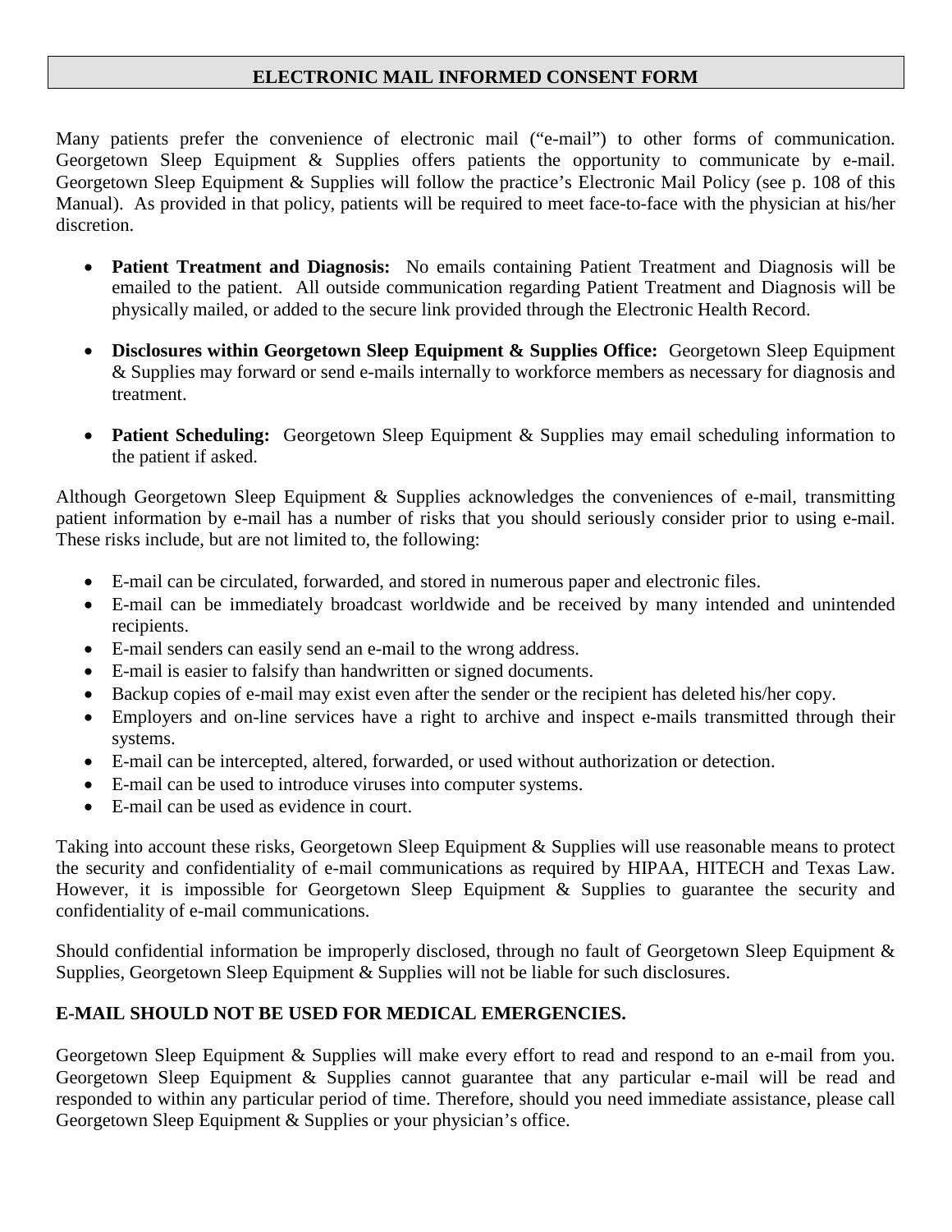## ELECTRONIC MAIL INFORMED CONSENT FORM

Many patients prefer the convenience of electronic mail ("e-mail") to other forms of communication. Georgetown Sleep Equipment & Supplies offers patients the opportunity to communicate by e-mail. Georgetown Sleep Equipment & Supplies will follow the practice's Electronic Mail Policy (see p. 108 of this Manual). As provided in that policy, patients will be required to meet face-to-face with the physician at his/her discretion.

- **Patient Treatment and Diagnosis:** No emails containing Patient Treatment and Diagnosis will be emailed to the patient. All outside communication regarding Patient Treatment and Diagnosis will be physically mailed, or added to the secure link provided through the Electronic Health Record.
- **Disclosures within Georgetown Sleep Equipment & Supplies Office:** Georgetown Sleep Equipment & Supplies may forward or send e-mails internally to workforce members as necessary for diagnosis and treatment.
- **Patient Scheduling:** Georgetown Sleep Equipment & Supplies may email scheduling information to the patient if asked.

Although Georgetown Sleep Equipment & Supplies acknowledges the conveniences of e-mail, transmitting patient information by e-mail has a number of risks that you should seriously consider prior to using e-mail. These risks include, but are not limited to, the following:

- E-mail can be circulated, forwarded, and stored in numerous paper and electronic files.
- E-mail can be immediately broadcast worldwide and be received by many intended and unintended recipients.
- E-mail senders can easily send an e-mail to the wrong address.
- E-mail is easier to falsify than handwritten or signed documents.
- Backup copies of e-mail may exist even after the sender or the recipient has deleted his/her copy.
- Employers and on-line services have a right to archive and inspect e-mails transmitted through their systems.
- E-mail can be intercepted, altered, forwarded, or used without authorization or detection.
- E-mail can be used to introduce viruses into computer systems.
- E-mail can be used as evidence in court.

Taking into account these risks, Georgetown Sleep Equipment & Supplies will use reasonable means to protect the security and confidentiality of e-mail communications as required by HIPAA, HITECH and Texas Law. However, it is impossible for Georgetown Sleep Equipment & Supplies to guarantee the security and confidentiality of e-mail communications.

Should confidential information be improperly disclosed, through no fault of Georgetown Sleep Equipment & Supplies, Georgetown Sleep Equipment & Supplies will not be liable for such disclosures.

**E-MAIL SHOULD NOT BE USED FOR MEDICAL EMERGENCIES.**

Georgetown Sleep Equipment & Supplies will make every effort to read and respond to an e-mail from you. Georgetown Sleep Equipment & Supplies cannot guarantee that any particular e-mail will be read and responded to within any particular period of time. Therefore, should you need immediate assistance, please call Georgetown Sleep Equipment & Supplies or your physician's office.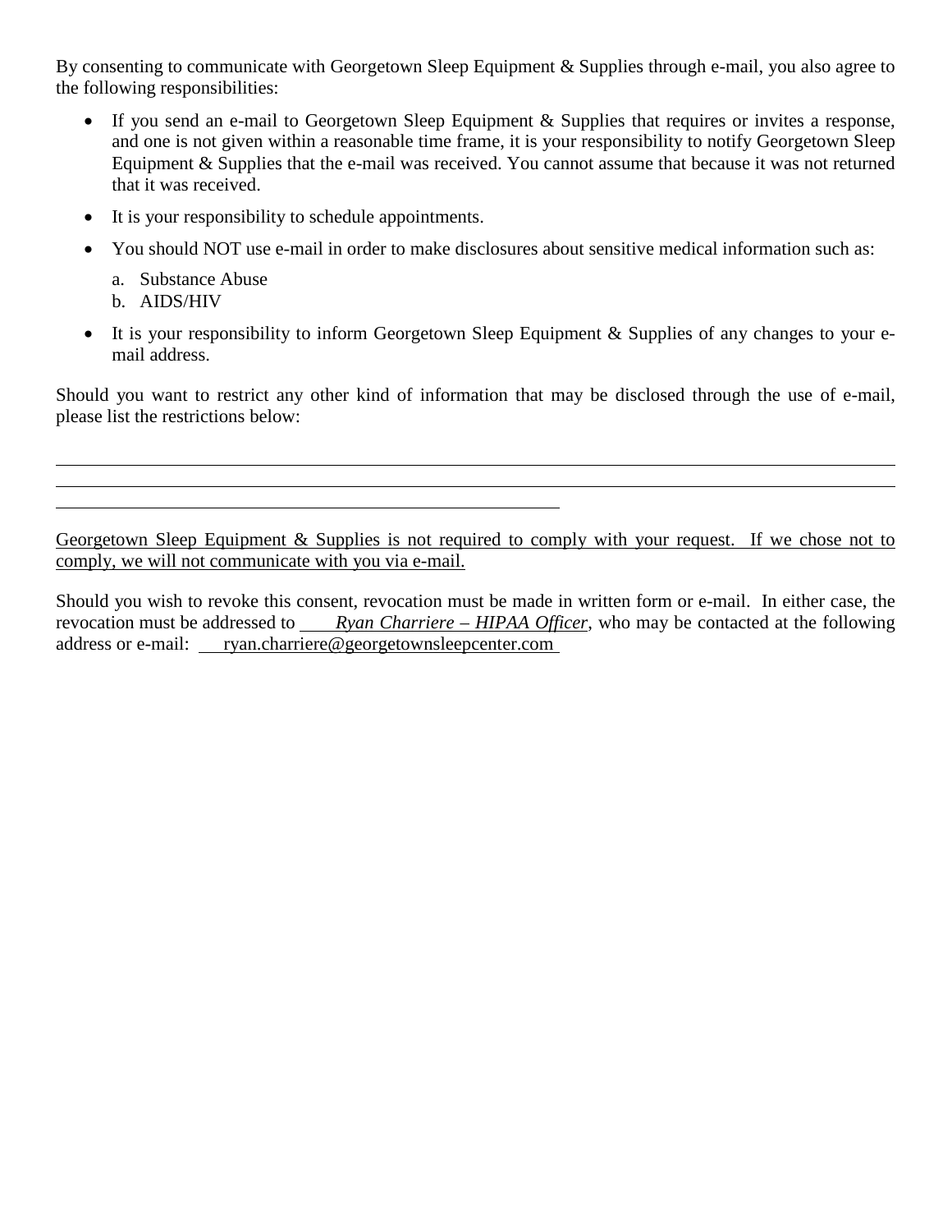By consenting to communicate with Georgetown Sleep Equipment & Supplies through e-mail, you also agree to the following responsibilities:

- If you send an e-mail to Georgetown Sleep Equipment & Supplies that requires or invites a response, and one is not given within a reasonable time frame, it is your responsibility to notify Georgetown Sleep Equipment & Supplies that the e-mail was received. You cannot assume that because it was not returned that it was received.
- It is your responsibility to schedule appointments.
- You should NOT use e-mail in order to make disclosures about sensitive medical information such as:
  a. Substance Abuse
  b. AIDS/HIV
- It is your responsibility to inform Georgetown Sleep Equipment & Supplies of any changes to your e-mail address.

Should you want to restrict any other kind of information that may be disclosed through the use of e-mail, please list the restrictions below:

______________________________________________________________________________

______________________________________________________________________________

__________________________________________________

Georgetown Sleep Equipment & Supplies is not required to comply with your request. If we chose not to comply, we will not communicate with you via e-mail.

Should you wish to revoke this consent, revocation must be made in written form or e-mail. In either case, the revocation must be addressed to *Ryan Charriere – HIPAA Officer*, who may be contacted at the following address or e-mail: ryan.charriere@georgetownsleepcenter.com